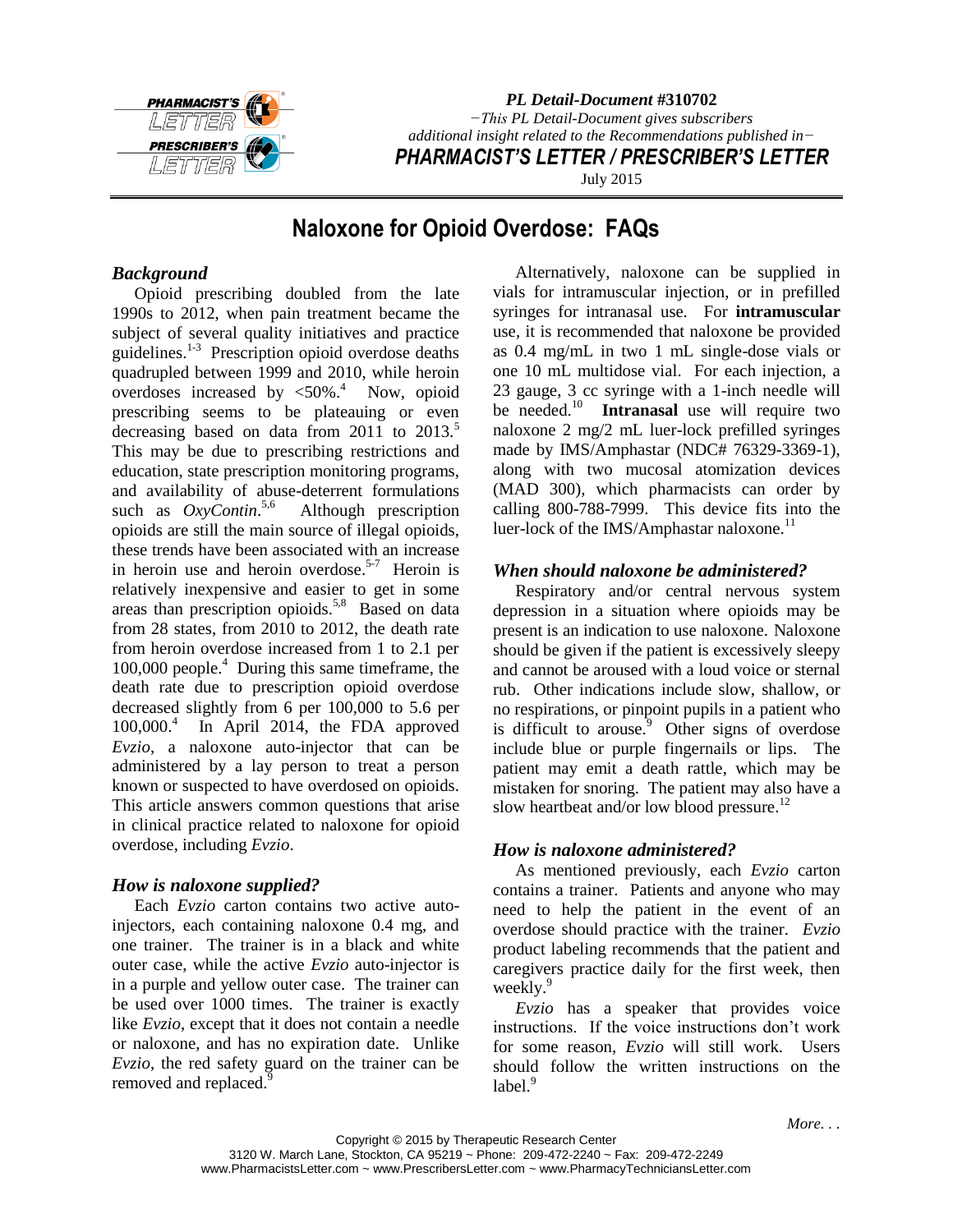*PL Detail-Document #310702*

*−This PL Detail-Document gives subscribers additional insight related to the Recommendations published in−*

***PHARMACIST'S LETTER / PRESCRIBER'S LETTER***

July 2015

# Naloxone for Opioid Overdose: FAQs

### *Background*

Opioid prescribing doubled from the late 1990s to 2012, when pain treatment became the subject of several quality initiatives and practice guidelines.[1-3] Prescription opioid overdose deaths quadrupled between 1999 and 2010, while heroin overdoses increased by <50%.[4] Now, opioid prescribing seems to be plateauing or even decreasing based on data from 2011 to 2013.[5] This may be due to prescribing restrictions and education, state prescription monitoring programs, and availability of abuse-deterrent formulations such as *OxyContin*.[5,6] Although prescription opioids are still the main source of illegal opioids, these trends have been associated with an increase in heroin use and heroin overdose.[5-7] Heroin is relatively inexpensive and easier to get in some areas than prescription opioids.[5,8] Based on data from 28 states, from 2010 to 2012, the death rate from heroin overdose increased from 1 to 2.1 per 100,000 people.[4] During this same timeframe, the death rate due to prescription opioid overdose decreased slightly from 6 per 100,000 to 5.6 per 100,000.[4] In April 2014, the FDA approved *Evzio*, a naloxone auto-injector that can be administered by a lay person to treat a person known or suspected to have overdosed on opioids. This article answers common questions that arise in clinical practice related to naloxone for opioid overdose, including *Evzio*.

### *How is naloxone supplied?*

Each *Evzio* carton contains two active auto-injectors, each containing naloxone 0.4 mg, and one trainer. The trainer is in a black and white outer case, while the active *Evzio* auto-injector is in a purple and yellow outer case. The trainer can be used over 1000 times. The trainer is exactly like *Evzio*, except that it does not contain a needle or naloxone, and has no expiration date. Unlike *Evzio*, the red safety guard on the trainer can be removed and replaced.[9]

Alternatively, naloxone can be supplied in vials for intramuscular injection, or in prefilled syringes for intranasal use. For **intramuscular** use, it is recommended that naloxone be provided as 0.4 mg/mL in two 1 mL single-dose vials or one 10 mL multidose vial. For each injection, a 23 gauge, 3 cc syringe with a 1-inch needle will be needed.[10] **Intranasal** use will require two naloxone 2 mg/2 mL luer-lock prefilled syringes made by IMS/Amphastar (NDC# 76329-3369-1), along with two mucosal atomization devices (MAD 300), which pharmacists can order by calling 800-788-7999. This device fits into the luer-lock of the IMS/Amphastar naloxone.[11]

### *When should naloxone be administered?*

Respiratory and/or central nervous system depression in a situation where opioids may be present is an indication to use naloxone. Naloxone should be given if the patient is excessively sleepy and cannot be aroused with a loud voice or sternal rub. Other indications include slow, shallow, or no respirations, or pinpoint pupils in a patient who is difficult to arouse.[9] Other signs of overdose include blue or purple fingernails or lips. The patient may emit a death rattle, which may be mistaken for snoring. The patient may also have a slow heartbeat and/or low blood pressure.[12]

### *How is naloxone administered?*

As mentioned previously, each *Evzio* carton contains a trainer. Patients and anyone who may need to help the patient in the event of an overdose should practice with the trainer. *Evzio* product labeling recommends that the patient and caregivers practice daily for the first week, then weekly.[9]

*Evzio* has a speaker that provides voice instructions. If the voice instructions don't work for some reason, *Evzio* will still work. Users should follow the written instructions on the label.[9]

*More. . .*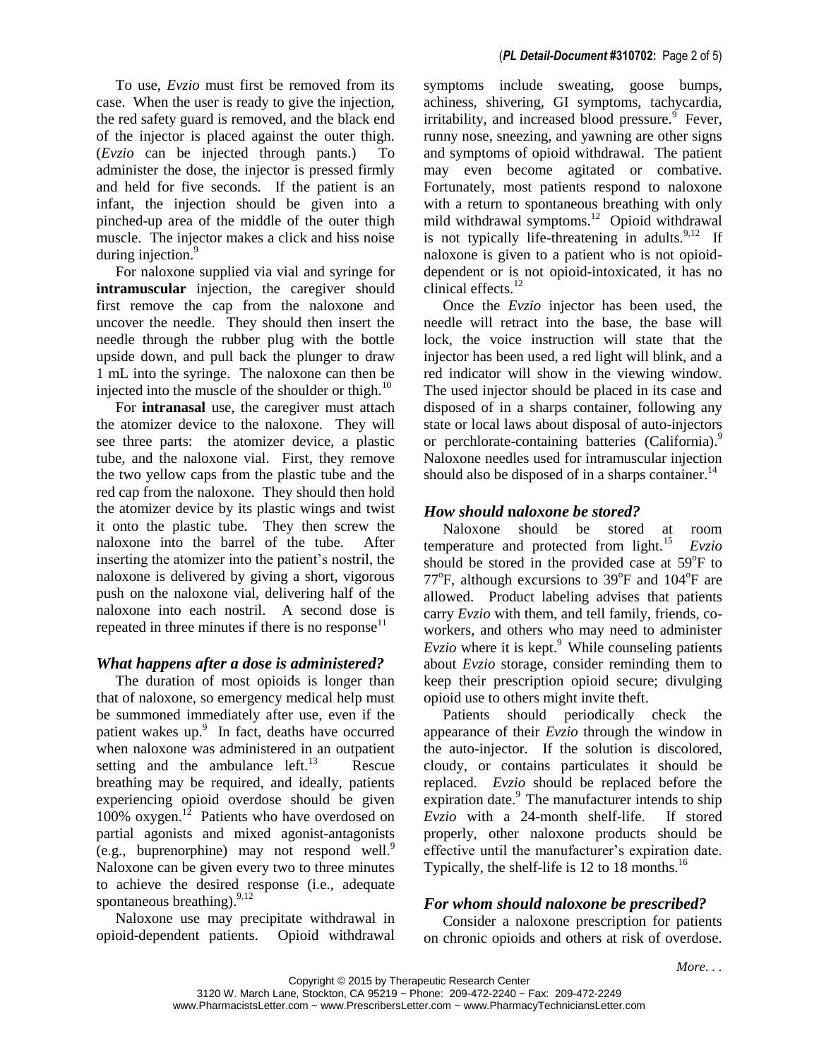To use, *Evzio* must first be removed from its case. When the user is ready to give the injection, the red safety guard is removed, and the black end of the injector is placed against the outer thigh. (*Evzio* can be injected through pants.) To administer the dose, the injector is pressed firmly and held for five seconds. If the patient is an infant, the injection should be given into a pinched-up area of the middle of the outer thigh muscle. The injector makes a click and hiss noise during injection.[9]

For naloxone supplied via vial and syringe for **intramuscular** injection, the caregiver should first remove the cap from the naloxone and uncover the needle. They should then insert the needle through the rubber plug with the bottle upside down, and pull back the plunger to draw 1 mL into the syringe. The naloxone can then be injected into the muscle of the shoulder or thigh.[10]

For **intranasal** use, the caregiver must attach the atomizer device to the naloxone. They will see three parts: the atomizer device, a plastic tube, and the naloxone vial. First, they remove the two yellow caps from the plastic tube and the red cap from the naloxone. They should then hold the atomizer device by its plastic wings and twist it onto the plastic tube. They then screw the naloxone into the barrel of the tube. After inserting the atomizer into the patient's nostril, the naloxone is delivered by giving a short, vigorous push on the naloxone vial, delivering half of the naloxone into each nostril. A second dose is repeated in three minutes if there is no response[11]

### *What happens after a dose is administered?*

The duration of most opioids is longer than that of naloxone, so emergency medical help must be summoned immediately after use, even if the patient wakes up.[9] In fact, deaths have occurred when naloxone was administered in an outpatient setting and the ambulance left.[13] Rescue breathing may be required, and ideally, patients experiencing opioid overdose should be given 100% oxygen.[12] Patients who have overdosed on partial agonists and mixed agonist-antagonists (e.g., buprenorphine) may not respond well.[9] Naloxone can be given every two to three minutes to achieve the desired response (i.e., adequate spontaneous breathing).[9,12]

Naloxone use may precipitate withdrawal in opioid-dependent patients. Opioid withdrawal symptoms include sweating, goose bumps, achiness, shivering, GI symptoms, tachycardia, irritability, and increased blood pressure.[9] Fever, runny nose, sneezing, and yawning are other signs and symptoms of opioid withdrawal. The patient may even become agitated or combative. Fortunately, most patients respond to naloxone with a return to spontaneous breathing with only mild withdrawal symptoms.[12] Opioid withdrawal is not typically life-threatening in adults.[9,12] If naloxone is given to a patient who is not opioid-dependent or is not opioid-intoxicated, it has no clinical effects.[12]

Once the *Evzio* injector has been used, the needle will retract into the base, the base will lock, the voice instruction will state that the injector has been used, a red light will blink, and a red indicator will show in the viewing window. The used injector should be placed in its case and disposed of in a sharps container, following any state or local laws about disposal of auto-injectors or perchlorate-containing batteries (California).[9] Naloxone needles used for intramuscular injection should also be disposed of in a sharps container.[14]

### *How should* **naloxone** *be stored?*

Naloxone should be stored at room temperature and protected from light.[15] *Evzio* should be stored in the provided case at 59°F to 77°F, although excursions to 39°F and 104°F are allowed. Product labeling advises that patients carry *Evzio* with them, and tell family, friends, co-workers, and others who may need to administer *Evzio* where it is kept.[9] While counseling patients about *Evzio* storage, consider reminding them to keep their prescription opioid secure; divulging opioid use to others might invite theft.

Patients should periodically check the appearance of their *Evzio* through the window in the auto-injector. If the solution is discolored, cloudy, or contains particulates it should be replaced. *Evzio* should be replaced before the expiration date.[9] The manufacturer intends to ship *Evzio* with a 24-month shelf-life. If stored properly, other naloxone products should be effective until the manufacturer's expiration date. Typically, the shelf-life is 12 to 18 months.[16]

### *For whom should naloxone be prescribed?*

Consider a naloxone prescription for patients on chronic opioids and others at risk of overdose.

*More. . .*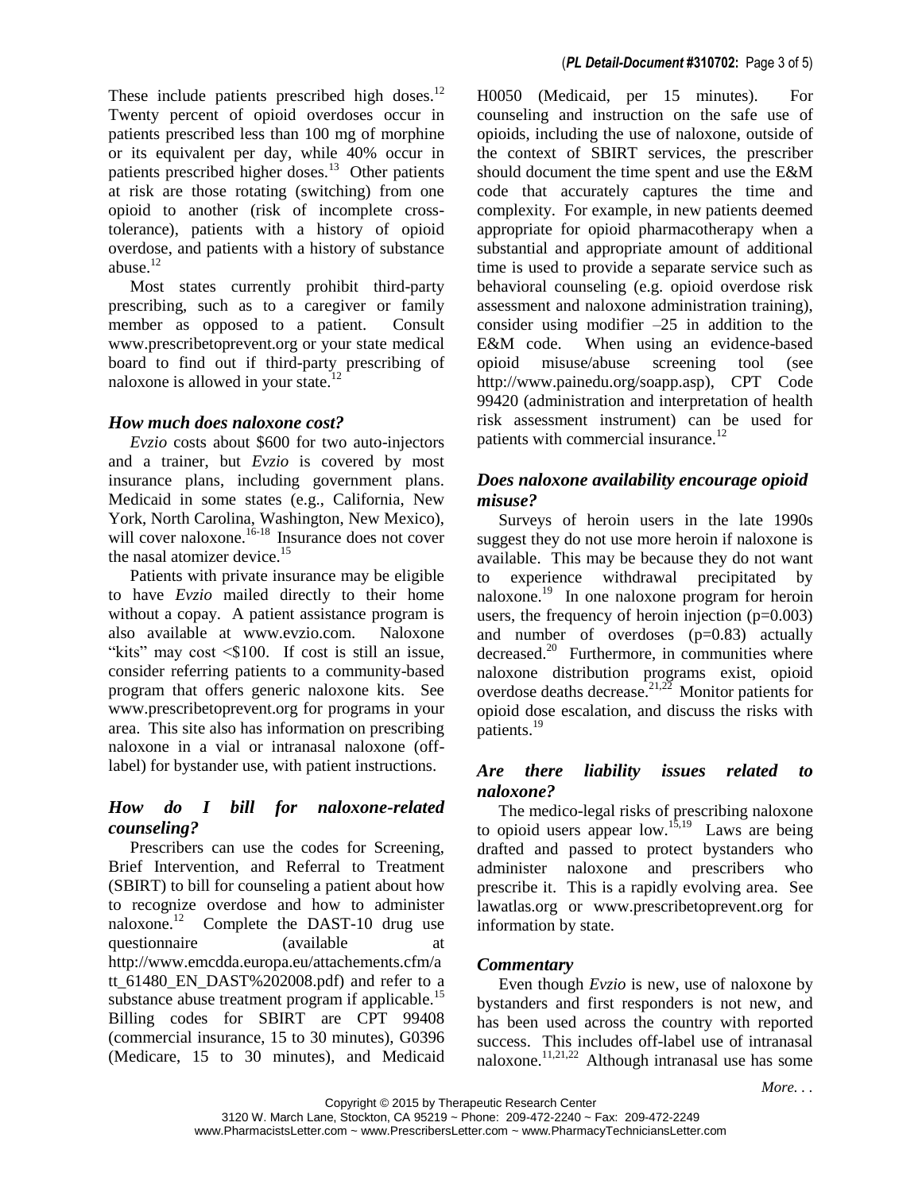These include patients prescribed high doses.[12] Twenty percent of opioid overdoses occur in patients prescribed less than 100 mg of morphine or its equivalent per day, while 40% occur in patients prescribed higher doses.[13] Other patients at risk are those rotating (switching) from one opioid to another (risk of incomplete cross-tolerance), patients with a history of opioid overdose, and patients with a history of substance abuse.[12]

Most states currently prohibit third-party prescribing, such as to a caregiver or family member as opposed to a patient. Consult www.prescribetoprevent.org or your state medical board to find out if third-party prescribing of naloxone is allowed in your state.[12]

### *How much does naloxone cost?*

*Evzio* costs about $600 for two auto-injectors and a trainer, but *Evzio* is covered by most insurance plans, including government plans. Medicaid in some states (e.g., California, New York, North Carolina, Washington, New Mexico), will cover naloxone.[16-18] Insurance does not cover the nasal atomizer device.[15]

Patients with private insurance may be eligible to have *Evzio* mailed directly to their home without a copay. A patient assistance program is also available at www.evzio.com. Naloxone "kits" may cost <$100. If cost is still an issue, consider referring patients to a community-based program that offers generic naloxone kits. See www.prescribetoprevent.org for programs in your area. This site also has information on prescribing naloxone in a vial or intranasal naloxone (off-label) for bystander use, with patient instructions.

### *How do I bill for naloxone-related counseling?*

Prescribers can use the codes for Screening, Brief Intervention, and Referral to Treatment (SBIRT) to bill for counseling a patient about how to recognize overdose and how to administer naloxone.[12] Complete the DAST-10 drug use questionnaire (available at http://www.emcdda.europa.eu/attachements.cfm/att_61480_EN_DAST%202008.pdf) and refer to a substance abuse treatment program if applicable.[15] Billing codes for SBIRT are CPT 99408 (commercial insurance, 15 to 30 minutes), G0396 (Medicare, 15 to 30 minutes), and Medicaid H0050 (Medicaid, per 15 minutes). For counseling and instruction on the safe use of opioids, including the use of naloxone, outside of the context of SBIRT services, the prescriber should document the time spent and use the E&M code that accurately captures the time and complexity. For example, in new patients deemed appropriate for opioid pharmacotherapy when a substantial and appropriate amount of additional time is used to provide a separate service such as behavioral counseling (e.g. opioid overdose risk assessment and naloxone administration training), consider using modifier –25 in addition to the E&M code. When using an evidence-based opioid misuse/abuse screening tool (see http://www.painedu.org/soapp.asp), CPT Code 99420 (administration and interpretation of health risk assessment instrument) can be used for patients with commercial insurance.[12]

### *Does naloxone availability encourage opioid misuse?*

Surveys of heroin users in the late 1990s suggest they do not use more heroin if naloxone is available. This may be because they do not want to experience withdrawal precipitated by naloxone.[19] In one naloxone program for heroin users, the frequency of heroin injection ($p=0.003$) and number of overdoses ($p=0.83$) actually decreased.[20] Furthermore, in communities where naloxone distribution programs exist, opioid overdose deaths decrease.[21,22] Monitor patients for opioid dose escalation, and discuss the risks with patients.[19]

### *Are there liability issues related to naloxone?*

The medico-legal risks of prescribing naloxone to opioid users appear low.[15,19] Laws are being drafted and passed to protect bystanders who administer naloxone and prescribers who prescribe it. This is a rapidly evolving area. See lawatlas.org or www.prescribetoprevent.org for information by state.

### *Commentary*

Even though *Evzio* is new, use of naloxone by bystanders and first responders is not new, and has been used across the country with reported success. This includes off-label use of intranasal naloxone.[11,21,22] Although intranasal use has some

*More. . .*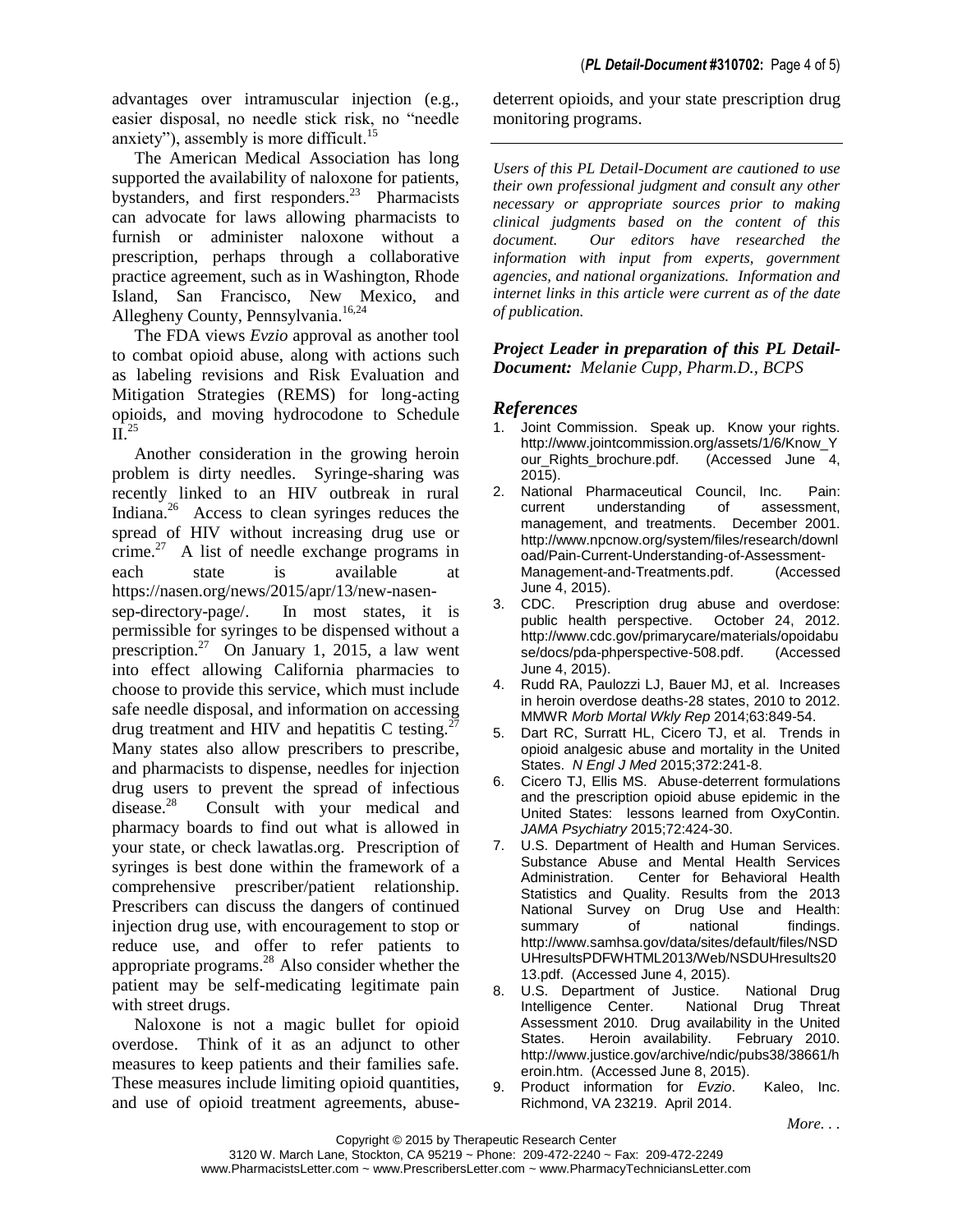advantages over intramuscular injection (e.g., easier disposal, no needle stick risk, no "needle anxiety"), assembly is more difficult.[15]

The American Medical Association has long supported the availability of naloxone for patients, bystanders, and first responders.[23] Pharmacists can advocate for laws allowing pharmacists to furnish or administer naloxone without a prescription, perhaps through a collaborative practice agreement, such as in Washington, Rhode Island, San Francisco, New Mexico, and Allegheny County, Pennsylvania.[16,24]

The FDA views *Evzio* approval as another tool to combat opioid abuse, along with actions such as labeling revisions and Risk Evaluation and Mitigation Strategies (REMS) for long-acting opioids, and moving hydrocodone to Schedule II.[25]

Another consideration in the growing heroin problem is dirty needles. Syringe-sharing was recently linked to an HIV outbreak in rural Indiana.[26] Access to clean syringes reduces the spread of HIV without increasing drug use or crime.[27] A list of needle exchange programs in each state is available at https://nasen.org/news/2015/apr/13/new-nasen-sep-directory-page/. In most states, it is permissible for syringes to be dispensed without a prescription.[27] On January 1, 2015, a law went into effect allowing California pharmacies to choose to provide this service, which must include safe needle disposal, and information on accessing drug treatment and HIV and hepatitis C testing.[27] Many states also allow prescribers to prescribe, and pharmacists to dispense, needles for injection drug users to prevent the spread of infectious disease.[28] Consult with your medical and pharmacy boards to find out what is allowed in your state, or check lawatlas.org. Prescription of syringes is best done within the framework of a comprehensive prescriber/patient relationship. Prescribers can discuss the dangers of continued injection drug use, with encouragement to stop or reduce use, and offer to refer patients to appropriate programs.[28] Also consider whether the patient may be self-medicating legitimate pain with street drugs.

Naloxone is not a magic bullet for opioid overdose. Think of it as an adjunct to other measures to keep patients and their families safe. These measures include limiting opioid quantities, and use of opioid treatment agreements, abuse-deterrent opioids, and your state prescription drug monitoring programs.

---

*Users of this PL Detail-Document are cautioned to use their own professional judgment and consult any other necessary or appropriate sources prior to making clinical judgments based on the content of this document. Our editors have researched the information with input from experts, government agencies, and national organizations. Information and internet links in this article were current as of the date of publication.*

***Project Leader in preparation of this PL Detail-Document:*** *Melanie Cupp, Pharm.D., BCPS*

## *References*

1. Joint Commission. Speak up. Know your rights. http://www.jointcommission.org/assets/1/6/Know_Your_Rights_brochure.pdf. (Accessed June 4, 2015).
2. National Pharmaceutical Council, Inc. Pain: current understanding of assessment, management, and treatments. December 2001. http://www.npcnow.org/system/files/research/download/Pain-Current-Understanding-of-Assessment-Management-and-Treatments.pdf. (Accessed June 4, 2015).
3. CDC. Prescription drug abuse and overdose: public health perspective. October 24, 2012. http://www.cdc.gov/primarycare/materials/opoidabuse/docs/pda-phperspective-508.pdf. (Accessed June 4, 2015).
4. Rudd RA, Paulozzi LJ, Bauer MJ, et al. Increases in heroin overdose deaths-28 states, 2010 to 2012. MMWR *Morb Mortal Wkly Rep* 2014;63:849-54.
5. Dart RC, Surratt HL, Cicero TJ, et al. Trends in opioid analgesic abuse and mortality in the United States. *N Engl J Med* 2015;372:241-8.
6. Cicero TJ, Ellis MS. Abuse-deterrent formulations and the prescription opioid abuse epidemic in the United States: lessons learned from OxyContin. *JAMA Psychiatry* 2015;72:424-30.
7. U.S. Department of Health and Human Services. Substance Abuse and Mental Health Services Administration. Center for Behavioral Health Statistics and Quality. Results from the 2013 National Survey on Drug Use and Health: summary of national findings. http://www.samhsa.gov/data/sites/default/files/NSDUHresultsPDFWHTML2013/Web/NSDUHresults2013.pdf. (Accessed June 4, 2015).
8. U.S. Department of Justice. National Drug Intelligence Center. National Drug Threat Assessment 2010. Drug availability in the United States. Heroin availability. February 2010. http://www.justice.gov/archive/ndic/pubs38/38661/heroin.htm. (Accessed June 8, 2015).
9. Product information for *Evzio*. Kaleo, Inc. Richmond, VA 23219. April 2014.

*More. . .*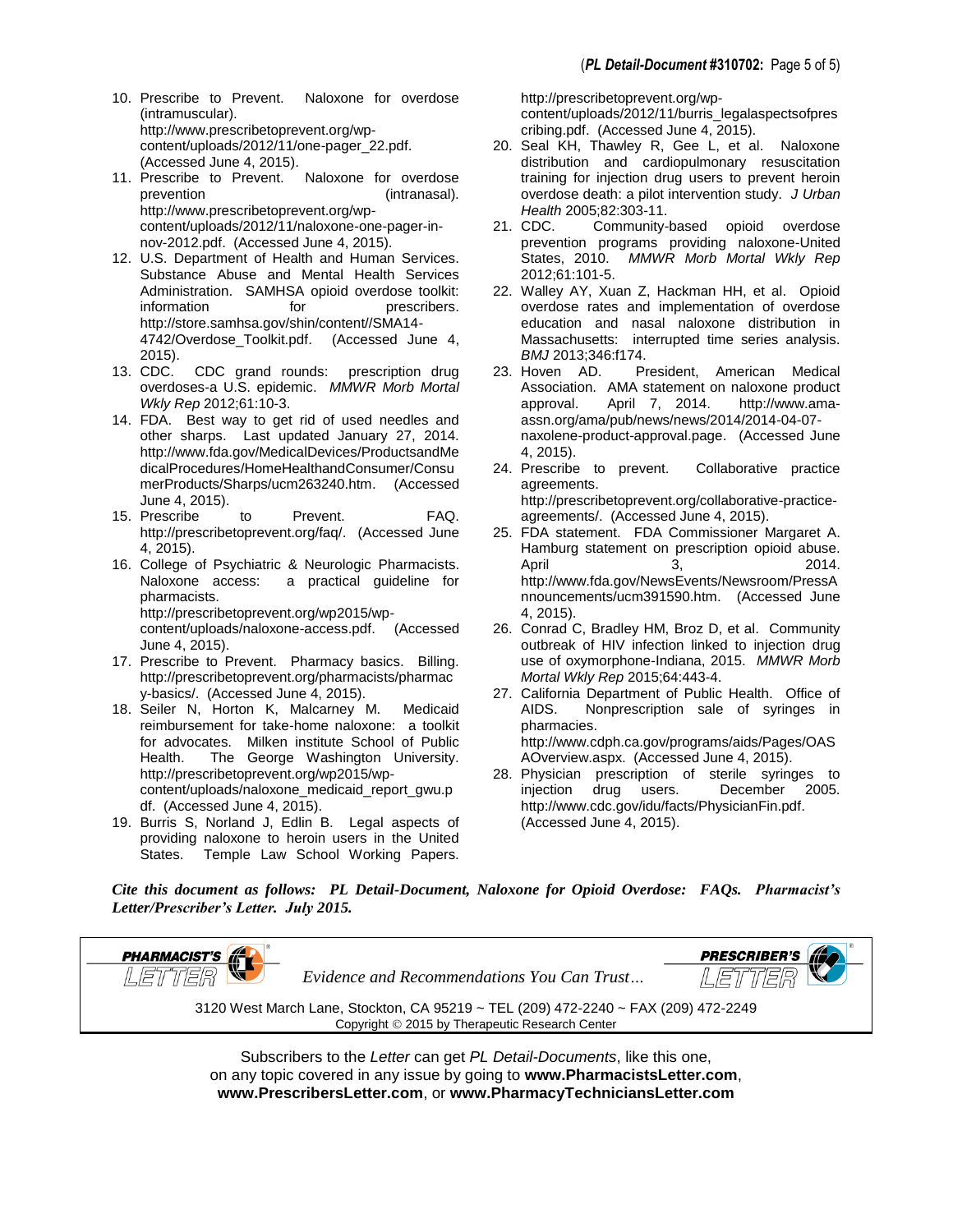10. Prescribe to Prevent. Naloxone for overdose (intramuscular). http://www.prescribetoprevent.org/wp-content/uploads/2012/11/one-pager_22.pdf. (Accessed June 4, 2015).
11. Prescribe to Prevent. Naloxone for overdose prevention (intranasal). http://www.prescribetoprevent.org/wp-content/uploads/2012/11/naloxone-one-pager-in-nov-2012.pdf. (Accessed June 4, 2015).
12. U.S. Department of Health and Human Services. Substance Abuse and Mental Health Services Administration. SAMHSA opioid overdose toolkit: information for prescribers. http://store.samhsa.gov/shin/content//SMA14-4742/Overdose_Toolkit.pdf. (Accessed June 4, 2015).
13. CDC. CDC grand rounds: prescription drug overdoses-a U.S. epidemic. *MMWR Morb Mortal Wkly Rep* 2012;61:10-3.
14. FDA. Best way to get rid of used needles and other sharps. Last updated January 27, 2014. http://www.fda.gov/MedicalDevices/ProductsandMedicalProcedures/HomeHealthandConsumer/ConsumerProducts/Sharps/ucm263240.htm. (Accessed June 4, 2015).
15. Prescribe to Prevent. FAQ. http://prescribetoprevent.org/faq/. (Accessed June 4, 2015).
16. College of Psychiatric & Neurologic Pharmacists. Naloxone access: a practical guideline for pharmacists. http://prescribetoprevent.org/wp2015/wp-content/uploads/naloxone-access.pdf. (Accessed June 4, 2015).
17. Prescribe to Prevent. Pharmacy basics. Billing. http://prescribetoprevent.org/pharmacists/pharmacy-basics/. (Accessed June 4, 2015).
18. Seiler N, Horton K, Malcarney M. Medicaid reimbursement for take-home naloxone: a toolkit for advocates. Milken institute School of Public Health. The George Washington University. http://prescribetoprevent.org/wp2015/wp-content/uploads/naloxone_medicaid_report_gwu.pdf. (Accessed June 4, 2015).
19. Burris S, Norland J, Edlin B. Legal aspects of providing naloxone to heroin users in the United States. Temple Law School Working Papers. http://prescribetoprevent.org/wp-content/uploads/2012/11/burris_legalaspectsofprescribing.pdf. (Accessed June 4, 2015).
20. Seal KH, Thawley R, Gee L, et al. Naloxone distribution and cardiopulmonary resuscitation training for injection drug users to prevent heroin overdose death: a pilot intervention study. *J Urban Health* 2005;82:303-11.
21. CDC. Community-based opioid overdose prevention programs providing naloxone-United States, 2010. *MMWR Morb Mortal Wkly Rep* 2012;61:101-5.
22. Walley AY, Xuan Z, Hackman HH, et al. Opioid overdose rates and implementation of overdose education and nasal naloxone distribution in Massachusetts: interrupted time series analysis. *BMJ* 2013;346:f174.
23. Hoven AD. President, American Medical Association. AMA statement on naloxone product approval. April 7, 2014. http://www.ama-assn.org/ama/pub/news/news/2014/2014-04-07-naxolene-product-approval.page. (Accessed June 4, 2015).
24. Prescribe to prevent. Collaborative practice agreements. http://prescribetoprevent.org/collaborative-practice-agreements/. (Accessed June 4, 2015).
25. FDA statement. FDA Commissioner Margaret A. Hamburg statement on prescription opioid abuse. April 3, 2014. http://www.fda.gov/NewsEvents/Newsroom/PressAnnouncements/ucm391590.htm. (Accessed June 4, 2015).
26. Conrad C, Bradley HM, Broz D, et al. Community outbreak of HIV infection linked to injection drug use of oxymorphone-Indiana, 2015. *MMWR Morb Mortal Wkly Rep* 2015;64:443-4.
27. California Department of Public Health. Office of AIDS. Nonprescription sale of syringes in pharmacies. http://www.cdph.ca.gov/programs/aids/Pages/OASAOverview.aspx. (Accessed June 4, 2015).
28. Physician prescription of sterile syringes to injection drug users. December 2005. http://www.cdc.gov/idu/facts/PhysicianFin.pdf. (Accessed June 4, 2015).

***Cite this document as follows: PL Detail-Document, Naloxone for Opioid Overdose: FAQs. Pharmacist's Letter/Prescriber's Letter. July 2015.***

PHARMACIST'S LETTER — *Evidence and Recommendations You Can Trust…* — PRESCRIBER'S LETTER

3120 West March Lane, Stockton, CA 95219 ~ TEL (209) 472-2240 ~ FAX (209) 472-2249
Copyright © 2015 by Therapeutic Research Center

Subscribers to the *Letter* can get *PL Detail-Documents*, like this one, on any topic covered in any issue by going to **www.PharmacistsLetter.com**, **www.PrescribersLetter.com**, or **www.PharmacyTechniciansLetter.com**